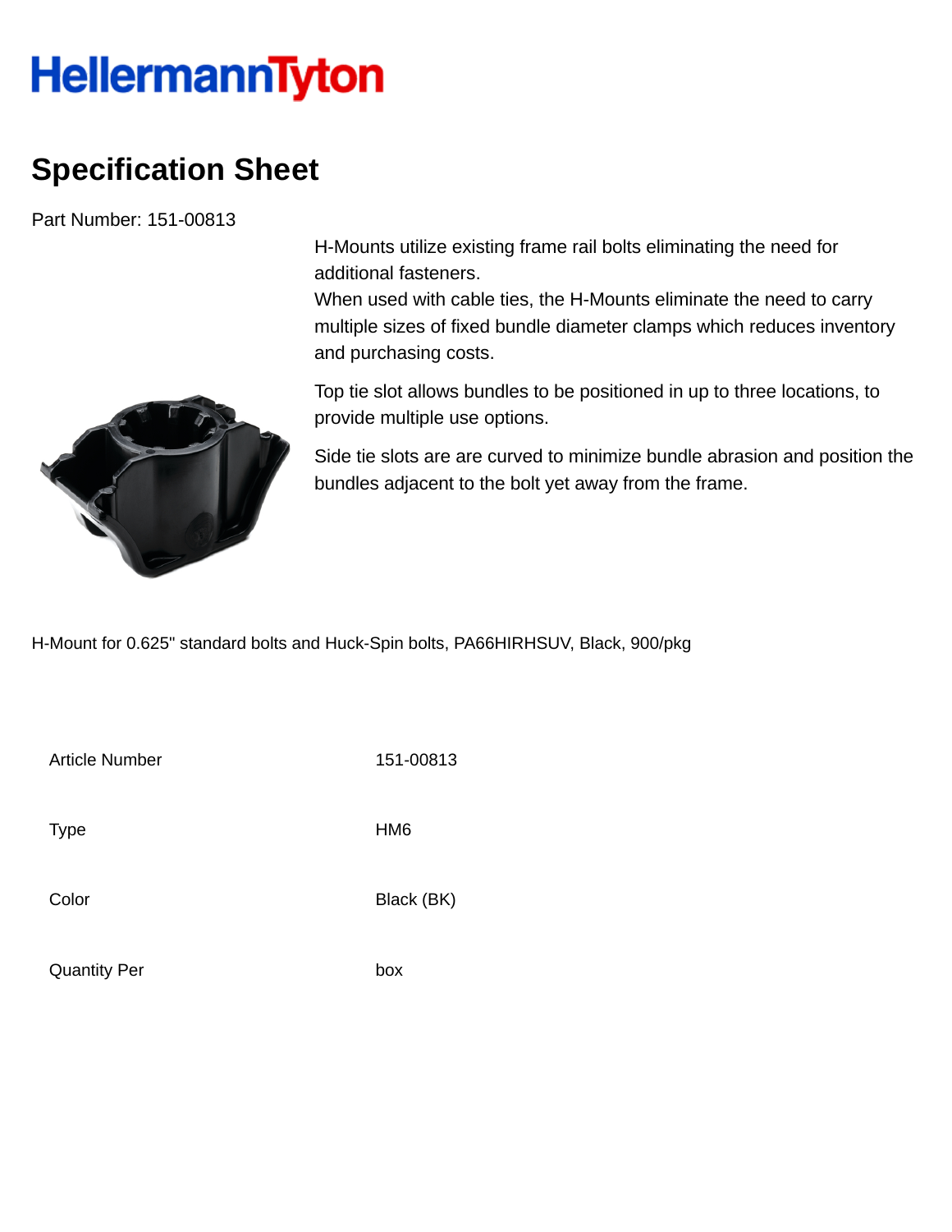HellermannTyton

# Specification Sheet

Part Number: 151-00813

H-Mounts utilize existing frame rail bolts eliminating the need for additional fasteners.
When used with cable ties, the H-Mounts eliminate the need to carry multiple sizes of fixed bundle diameter clamps which reduces inventory and purchasing costs.

Top tie slot allows bundles to be positioned in up to three locations, to provide multiple use options.

Side tie slots are are curved to minimize bundle abrasion and position the bundles adjacent to the bolt yet away from the frame.

H-Mount for 0.625" standard bolts and Huck-Spin bolts, PA66HIRHSUV, Black, 900/pkg

| | |
|---|---|
| Article Number | 151-00813 |
| Type | HM6 |
| Color | Black (BK) |
| Quantity Per | box |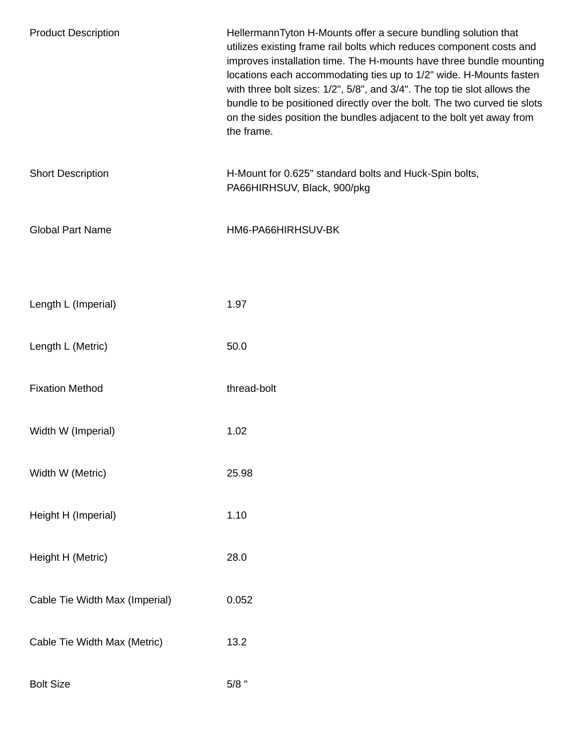| | |
|---|---|
| Product Description | HellermannTyton H-Mounts offer a secure bundling solution that utilizes existing frame rail bolts which reduces component costs and improves installation time. The H-mounts have three bundle mounting locations each accommodating ties up to 1/2" wide. H-Mounts fasten with three bolt sizes: 1/2", 5/8", and 3/4". The top tie slot allows the bundle to be positioned directly over the bolt. The two curved tie slots on the sides position the bundles adjacent to the bolt yet away from the frame. |
| Short Description | H-Mount for 0.625" standard bolts and Huck-Spin bolts, PA66HIRHSUV, Black, 900/pkg |
| Global Part Name | HM6-PA66HIRHSUV-BK |
| Length L (Imperial) | 1.97 |
| Length L (Metric) | 50.0 |
| Fixation Method | thread-bolt |
| Width W (Imperial) | 1.02 |
| Width W (Metric) | 25.98 |
| Height H (Imperial) | 1.10 |
| Height H (Metric) | 28.0 |
| Cable Tie Width Max (Imperial) | 0.052 |
| Cable Tie Width Max (Metric) | 13.2 |
| Bolt Size | 5/8 " |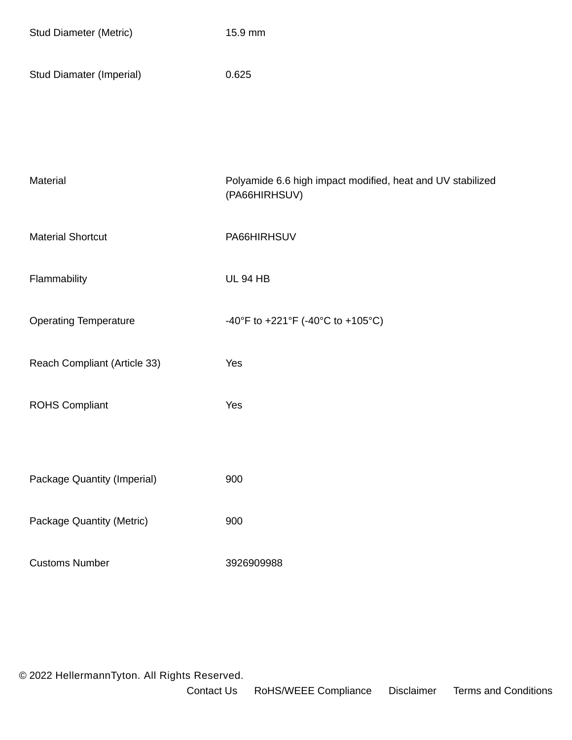| | |
|---|---|
| Stud Diameter (Metric) | 15.9 mm |
| Stud Diamater (Imperial) | 0.625 |

| | |
|---|---|
| Material | Polyamide 6.6 high impact modified, heat and UV stabilized (PA66HIRHSUV) |
| Material Shortcut | PA66HIRHSUV |
| Flammability | UL 94 HB |
| Operating Temperature | -40°F to +221°F (-40°C to +105°C) |
| Reach Compliant (Article 33) | Yes |
| ROHS Compliant | Yes |

| | |
|---|---|
| Package Quantity (Imperial) | 900 |
| Package Quantity (Metric) | 900 |
| Customs Number | 3926909988 |

© 2022 HellermannTyton. All Rights Reserved.

Contact Us RoHS/WEEE Compliance Disclaimer Terms and Conditions